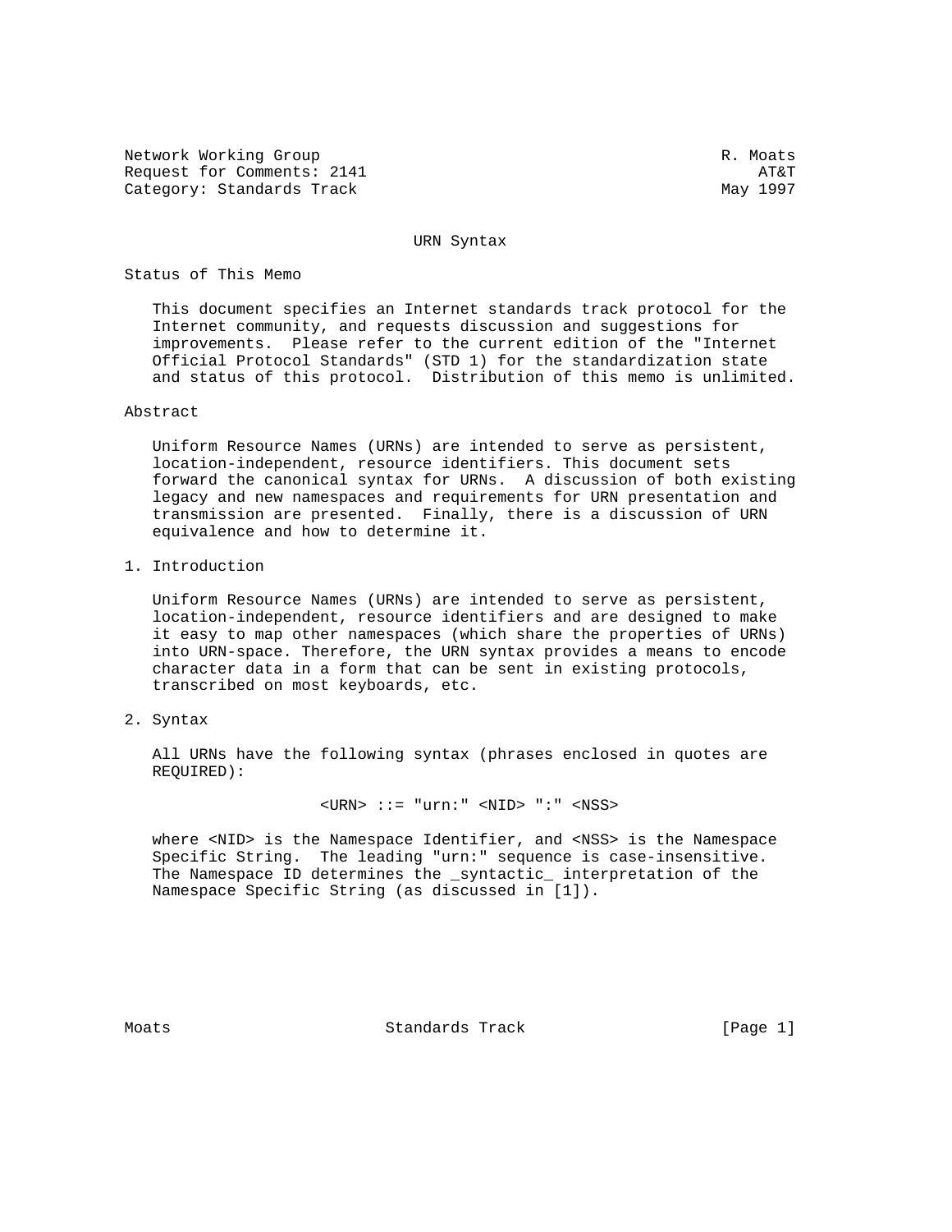Network Working Group R. Moats
Request for Comments: 2141 AT&T
Category: Standards Track May 1997

# URN Syntax

## Status of This Memo

This document specifies an Internet standards track protocol for the Internet community, and requests discussion and suggestions for improvements. Please refer to the current edition of the "Internet Official Protocol Standards" (STD 1) for the standardization state and status of this protocol. Distribution of this memo is unlimited.

## Abstract

Uniform Resource Names (URNs) are intended to serve as persistent, location-independent, resource identifiers. This document sets forward the canonical syntax for URNs. A discussion of both existing legacy and new namespaces and requirements for URN presentation and transmission are presented. Finally, there is a discussion of URN equivalence and how to determine it.

## 1. Introduction

Uniform Resource Names (URNs) are intended to serve as persistent, location-independent, resource identifiers and are designed to make it easy to map other namespaces (which share the properties of URNs) into URN-space. Therefore, the URN syntax provides a means to encode character data in a form that can be sent in existing protocols, transcribed on most keyboards, etc.

## 2. Syntax

All URNs have the following syntax (phrases enclosed in quotes are REQUIRED):

```
<URN> ::= "urn:" <NID> ":" <NSS>
```

where <NID> is the Namespace Identifier, and <NSS> is the Namespace Specific String. The leading "urn:" sequence is case-insensitive. The Namespace ID determines the _syntactic_ interpretation of the Namespace Specific String (as discussed in [1]).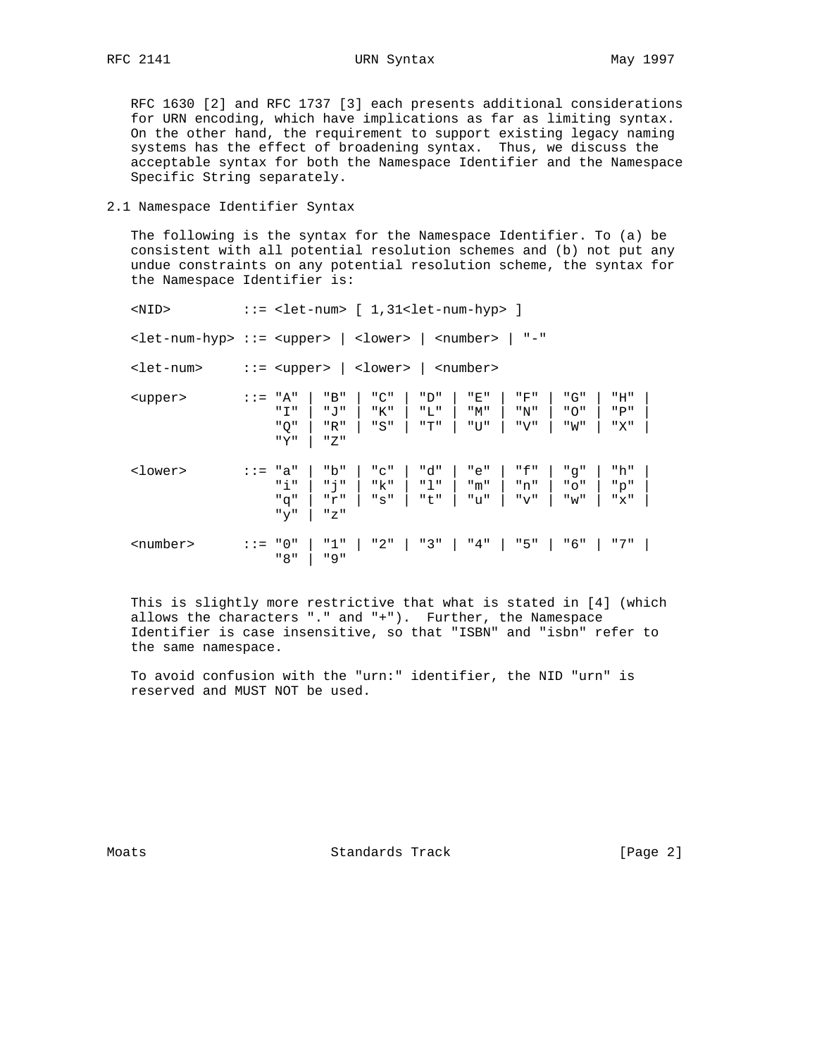RFC 1630 [2] and RFC 1737 [3] each presents additional considerations for URN encoding, which have implications as far as limiting syntax. On the other hand, the requirement to support existing legacy naming systems has the effect of broadening syntax. Thus, we discuss the acceptable syntax for both the Namespace Identifier and the Namespace Specific String separately.

## 2.1 Namespace Identifier Syntax

The following is the syntax for the Namespace Identifier. To (a) be consistent with all potential resolution schemes and (b) not put any undue constraints on any potential resolution scheme, the syntax for the Namespace Identifier is:

```
<NID>         ::= <let-num> [ 1,31<let-num-hyp> ]

<let-num-hyp> ::= <upper> | <lower> | <number> | "-"

<let-num>     ::= <upper> | <lower> | <number>

<upper>       ::= "A" | "B" | "C" | "D" | "E" | "F" | "G" | "H" |
                  "I" | "J" | "K" | "L" | "M" | "N" | "O" | "P" |
                  "Q" | "R" | "S" | "T" | "U" | "V" | "W" | "X" |
                  "Y" | "Z"

<lower>       ::= "a" | "b" | "c" | "d" | "e" | "f" | "g" | "h" |
                  "i" | "j" | "k" | "l" | "m" | "n" | "o" | "p" |
                  "q" | "r" | "s" | "t" | "u" | "v" | "w" | "x" |
                  "y" | "z"

<number>      ::= "0" | "1" | "2" | "3" | "4" | "5" | "6" | "7" |
                  "8" | "9"
```

This is slightly more restrictive that what is stated in [4] (which allows the characters "." and "+"). Further, the Namespace Identifier is case insensitive, so that "ISBN" and "isbn" refer to the same namespace.

To avoid confusion with the "urn:" identifier, the NID "urn" is reserved and MUST NOT be used.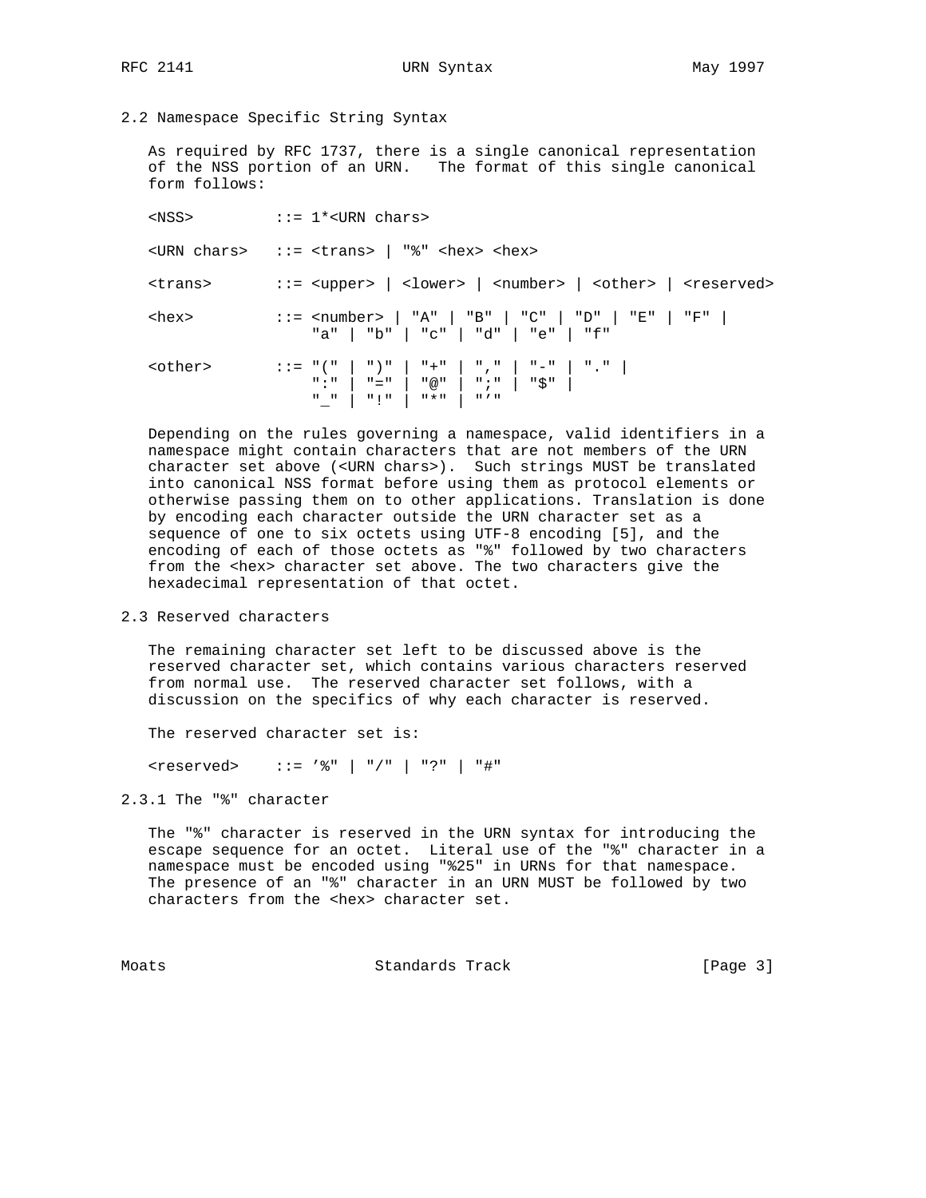## 2.2 Namespace Specific String Syntax

As required by RFC 1737, there is a single canonical representation of the NSS portion of an URN. The format of this single canonical form follows:

```
<NSS>         ::= 1*<URN chars>

<URN chars>   ::= <trans> | "%" <hex> <hex>

<trans>       ::= <upper> | <lower> | <number> | <other> | <reserved>

<hex>         ::= <number> | "A" | "B" | "C" | "D" | "E" | "F" |
                  "a" | "b" | "c" | "d" | "e" | "f"

<other>       ::= "(" | ")" | "+" | "," | "-" | "." |
                  ":" | "=" | "@" | ";" | "$" |
                  "_" | "!" | "*" | "'"
```

Depending on the rules governing a namespace, valid identifiers in a namespace might contain characters that are not members of the URN character set above (<URN chars>). Such strings MUST be translated into canonical NSS format before using them as protocol elements or otherwise passing them on to other applications. Translation is done by encoding each character outside the URN character set as a sequence of one to six octets using UTF-8 encoding [5], and the encoding of each of those octets as "%" followed by two characters from the <hex> character set above. The two characters give the hexadecimal representation of that octet.

## 2.3 Reserved characters

The remaining character set left to be discussed above is the reserved character set, which contains various characters reserved from normal use. The reserved character set follows, with a discussion on the specifics of why each character is reserved.

The reserved character set is:

```
<reserved>    ::= '%" | "/" | "?" | "#"
```

### 2.3.1 The "%" character

The "%" character is reserved in the URN syntax for introducing the escape sequence for an octet. Literal use of the "%" character in a namespace must be encoded using "%25" in URNs for that namespace. The presence of an "%" character in an URN MUST be followed by two characters from the <hex> character set.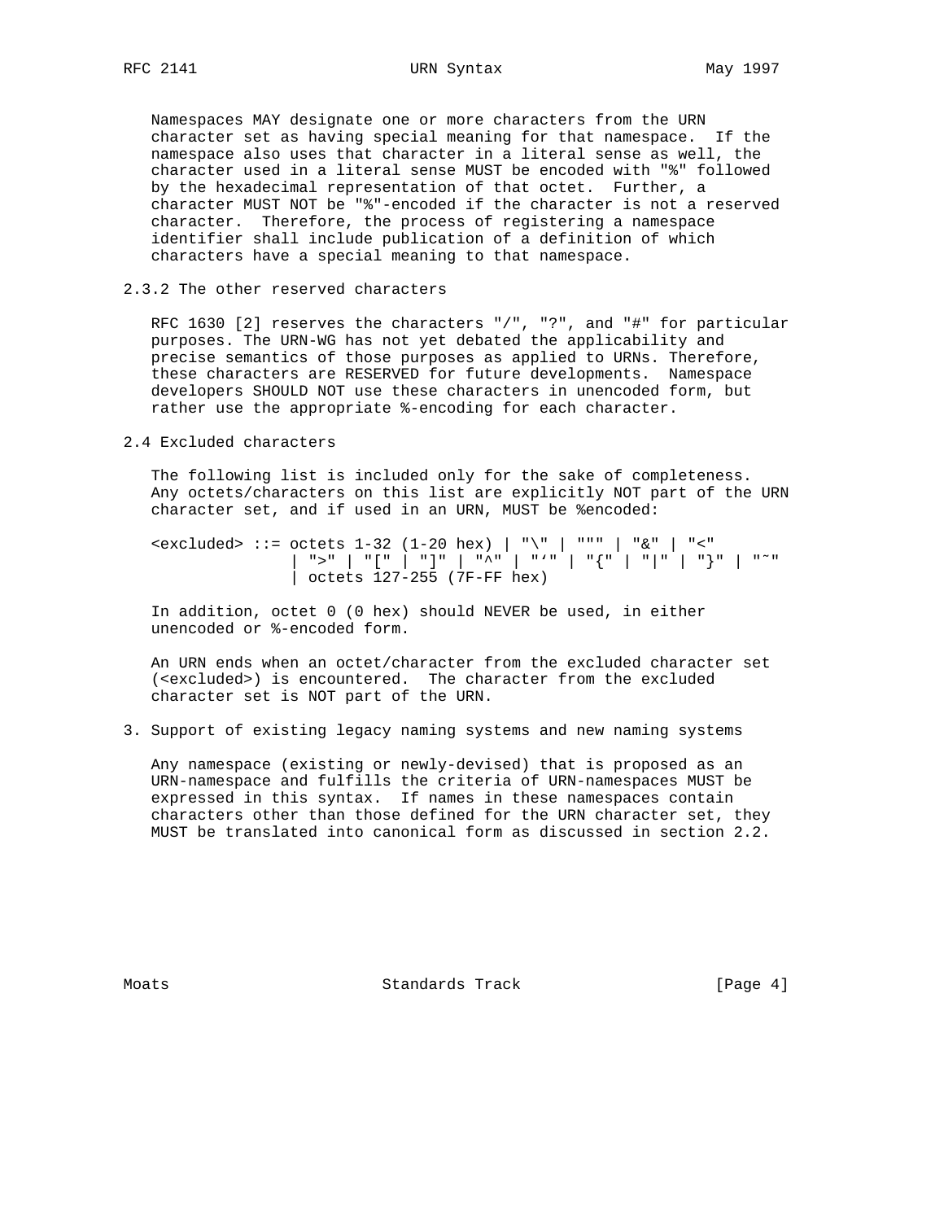Namespaces MAY designate one or more characters from the URN character set as having special meaning for that namespace. If the namespace also uses that character in a literal sense as well, the character used in a literal sense MUST be encoded with "%" followed by the hexadecimal representation of that octet. Further, a character MUST NOT be "%"-encoded if the character is not a reserved character. Therefore, the process of registering a namespace identifier shall include publication of a definition of which characters have a special meaning to that namespace.

### 2.3.2 The other reserved characters

RFC 1630 [2] reserves the characters "/", "?", and "#" for particular purposes. The URN-WG has not yet debated the applicability and precise semantics of those purposes as applied to URNs. Therefore, these characters are RESERVED for future developments. Namespace developers SHOULD NOT use these characters in unencoded form, but rather use the appropriate %-encoding for each character.

## 2.4 Excluded characters

The following list is included only for the sake of completeness. Any octets/characters on this list are explicitly NOT part of the URN character set, and if used in an URN, MUST be %encoded:

```
<excluded> ::= octets 1-32 (1-20 hex) | "\" | """ | "&" | "<"
               | ">" | "[" | "]" | "^" | "`" | "{" | "|" | "}" | "~"
               | octets 127-255 (7F-FF hex)
```

In addition, octet 0 (0 hex) should NEVER be used, in either unencoded or %-encoded form.

An URN ends when an octet/character from the excluded character set (<excluded>) is encountered. The character from the excluded character set is NOT part of the URN.

## 3. Support of existing legacy naming systems and new naming systems

Any namespace (existing or newly-devised) that is proposed as an URN-namespace and fulfills the criteria of URN-namespaces MUST be expressed in this syntax. If names in these namespaces contain characters other than those defined for the URN character set, they MUST be translated into canonical form as discussed in section 2.2.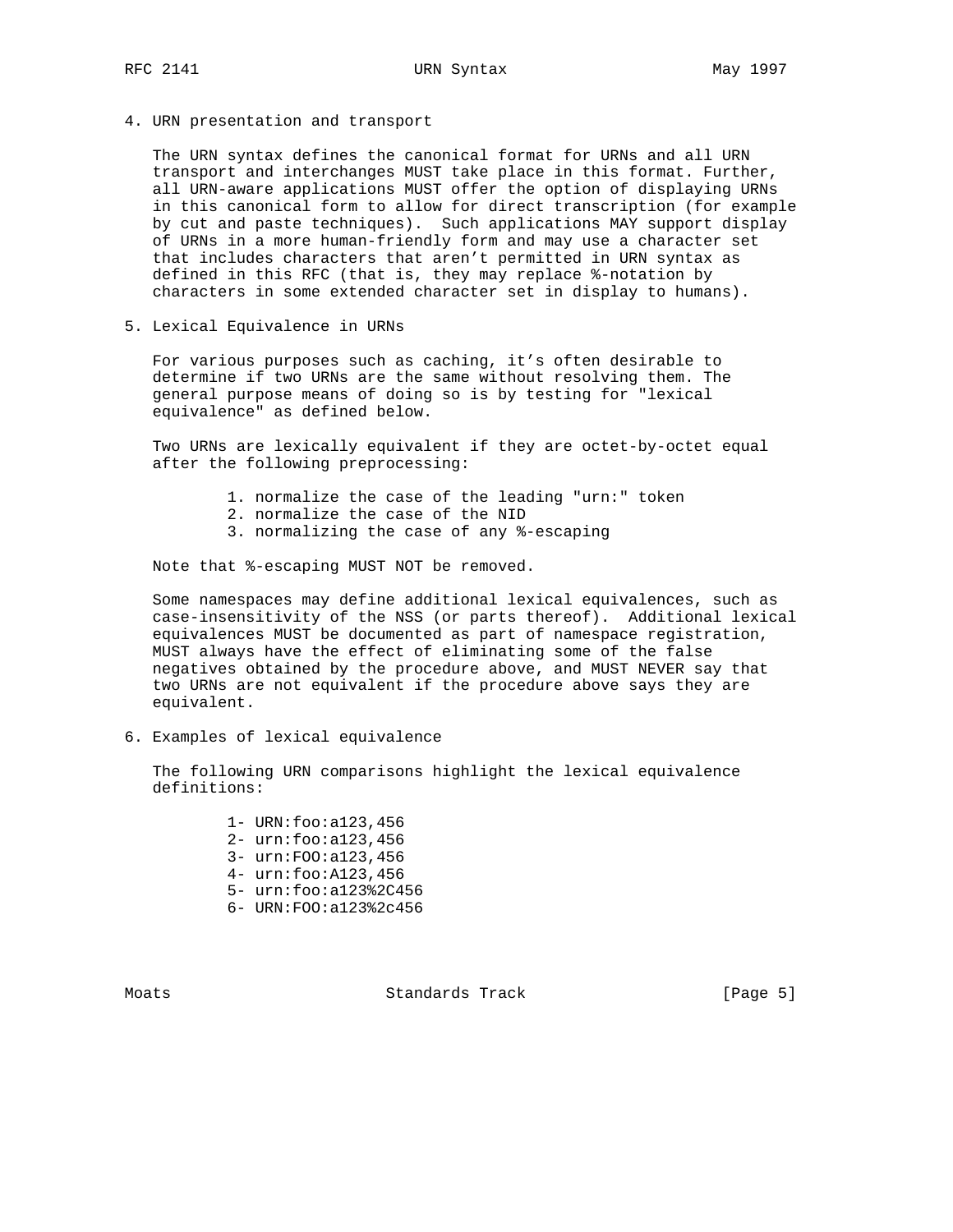## 4. URN presentation and transport

The URN syntax defines the canonical format for URNs and all URN transport and interchanges MUST take place in this format. Further, all URN-aware applications MUST offer the option of displaying URNs in this canonical form to allow for direct transcription (for example by cut and paste techniques). Such applications MAY support display of URNs in a more human-friendly form and may use a character set that includes characters that aren't permitted in URN syntax as defined in this RFC (that is, they may replace %-notation by characters in some extended character set in display to humans).

## 5. Lexical Equivalence in URNs

For various purposes such as caching, it's often desirable to determine if two URNs are the same without resolving them. The general purpose means of doing so is by testing for "lexical equivalence" as defined below.

Two URNs are lexically equivalent if they are octet-by-octet equal after the following preprocessing:

1. normalize the case of the leading "urn:" token
2. normalize the case of the NID
3. normalizing the case of any %-escaping

Note that %-escaping MUST NOT be removed.

Some namespaces may define additional lexical equivalences, such as case-insensitivity of the NSS (or parts thereof). Additional lexical equivalences MUST be documented as part of namespace registration, MUST always have the effect of eliminating some of the false negatives obtained by the procedure above, and MUST NEVER say that two URNs are not equivalent if the procedure above says they are equivalent.

## 6. Examples of lexical equivalence

The following URN comparisons highlight the lexical equivalence definitions:

```
1- URN:foo:a123,456
2- urn:foo:a123,456
3- urn:FOO:a123,456
4- urn:foo:A123,456
5- urn:foo:a123%2C456
6- URN:FOO:a123%2c456
```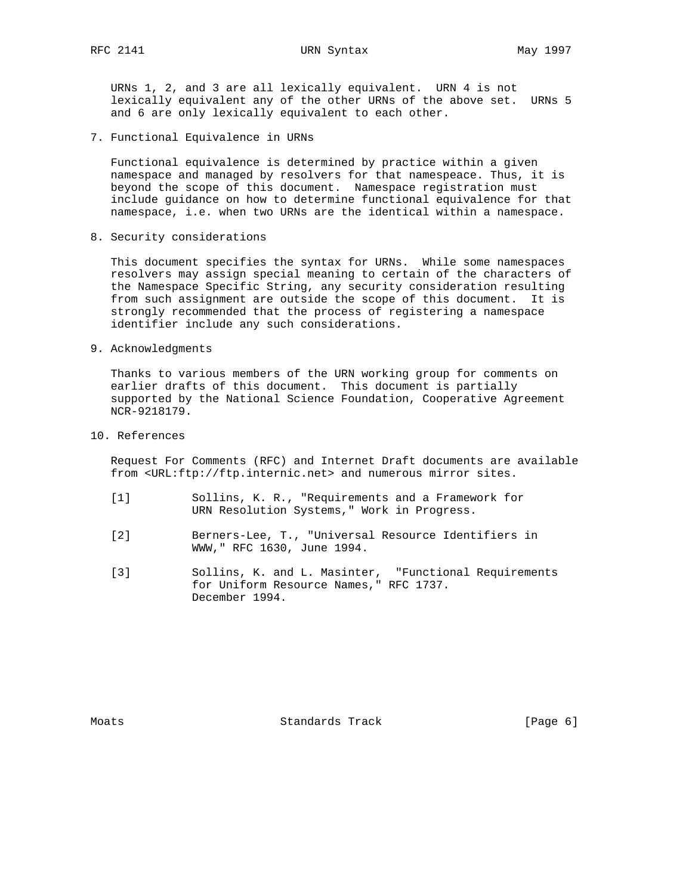URNs 1, 2, and 3 are all lexically equivalent. URN 4 is not lexically equivalent any of the other URNs of the above set. URNs 5 and 6 are only lexically equivalent to each other.

## 7. Functional Equivalence in URNs

Functional equivalence is determined by practice within a given namespace and managed by resolvers for that namespeace. Thus, it is beyond the scope of this document. Namespace registration must include guidance on how to determine functional equivalence for that namespace, i.e. when two URNs are the identical within a namespace.

## 8. Security considerations

This document specifies the syntax for URNs. While some namespaces resolvers may assign special meaning to certain of the characters of the Namespace Specific String, any security consideration resulting from such assignment are outside the scope of this document. It is strongly recommended that the process of registering a namespace identifier include any such considerations.

## 9. Acknowledgments

Thanks to various members of the URN working group for comments on earlier drafts of this document. This document is partially supported by the National Science Foundation, Cooperative Agreement NCR-9218179.

## 10. References

Request For Comments (RFC) and Internet Draft documents are available from <URL:ftp://ftp.internic.net> and numerous mirror sites.

[1] Sollins, K. R., "Requirements and a Framework for URN Resolution Systems," Work in Progress.

[2] Berners-Lee, T., "Universal Resource Identifiers in WWW," RFC 1630, June 1994.

[3] Sollins, K. and L. Masinter, "Functional Requirements for Uniform Resource Names," RFC 1737. December 1994.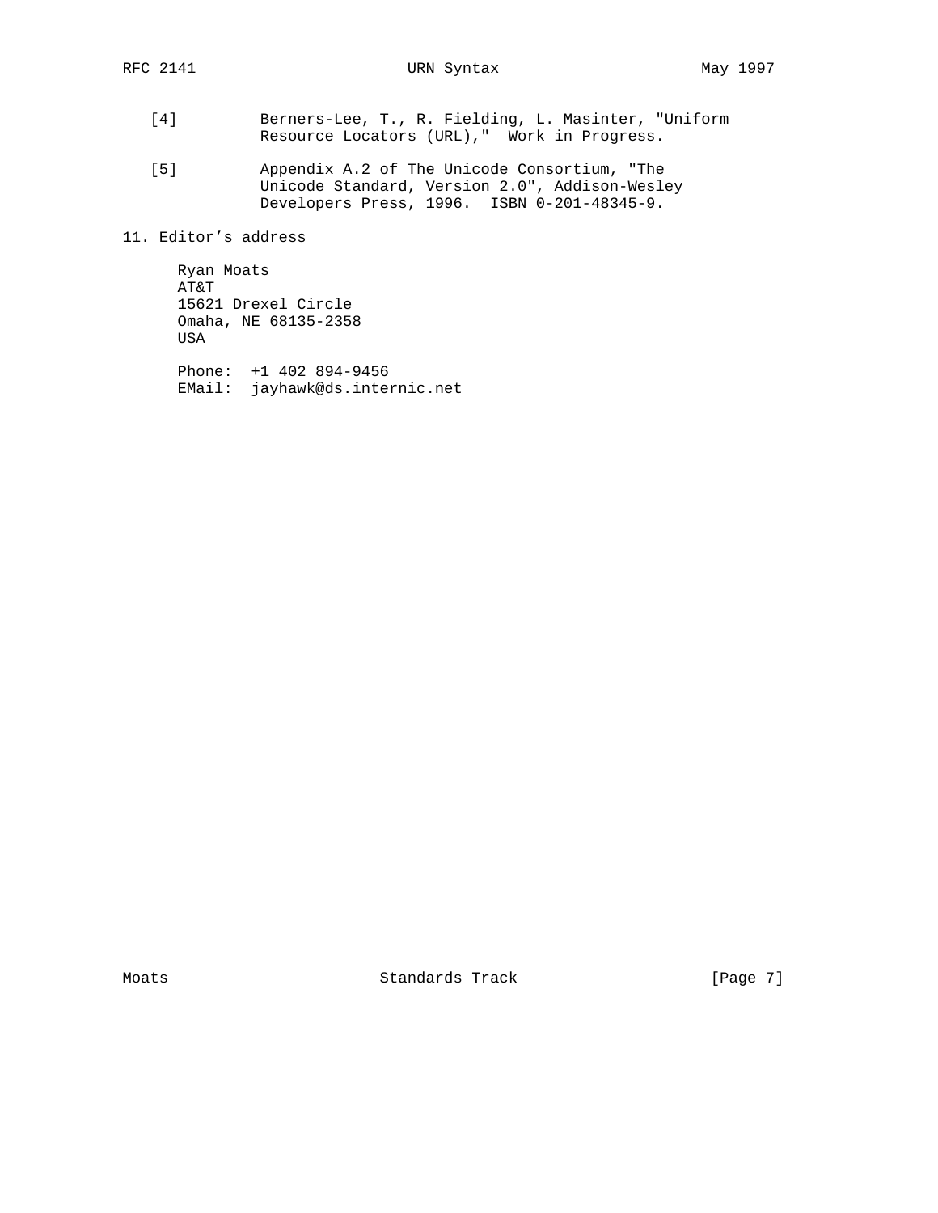[4] Berners-Lee, T., R. Fielding, L. Masinter, "Uniform Resource Locators (URL)," Work in Progress.

[5] Appendix A.2 of The Unicode Consortium, "The Unicode Standard, Version 2.0", Addison-Wesley Developers Press, 1996. ISBN 0-201-48345-9.

## 11. Editor's address

Ryan Moats
AT&T
15621 Drexel Circle
Omaha, NE 68135-2358
USA

Phone: +1 402 894-9456
EMail: jayhawk@ds.internic.net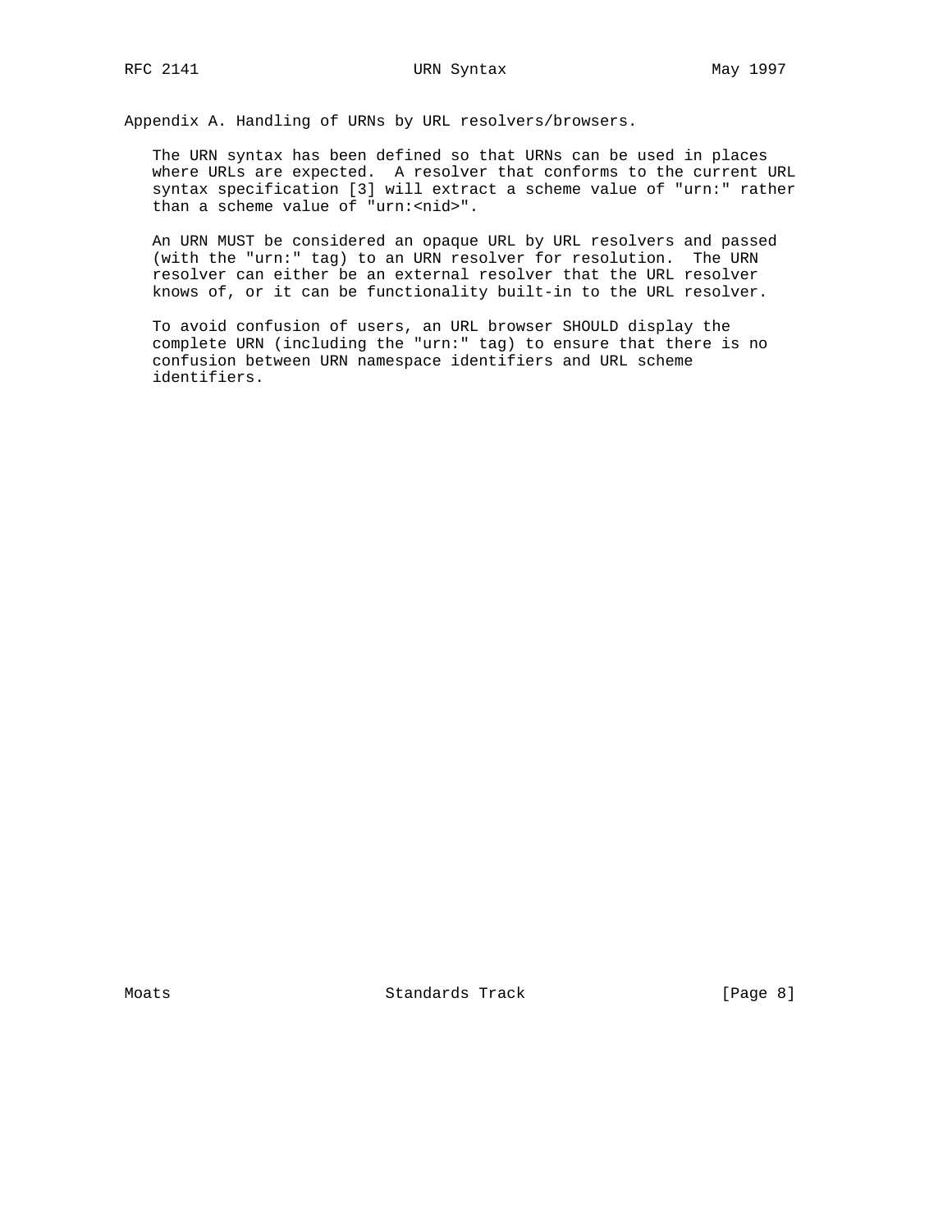## Appendix A. Handling of URNs by URL resolvers/browsers.

The URN syntax has been defined so that URNs can be used in places where URLs are expected. A resolver that conforms to the current URL syntax specification [3] will extract a scheme value of "urn:" rather than a scheme value of "urn:<nid>".

An URN MUST be considered an opaque URL by URL resolvers and passed (with the "urn:" tag) to an URN resolver for resolution. The URN resolver can either be an external resolver that the URL resolver knows of, or it can be functionality built-in to the URL resolver.

To avoid confusion of users, an URL browser SHOULD display the complete URN (including the "urn:" tag) to ensure that there is no confusion between URN namespace identifiers and URL scheme identifiers.